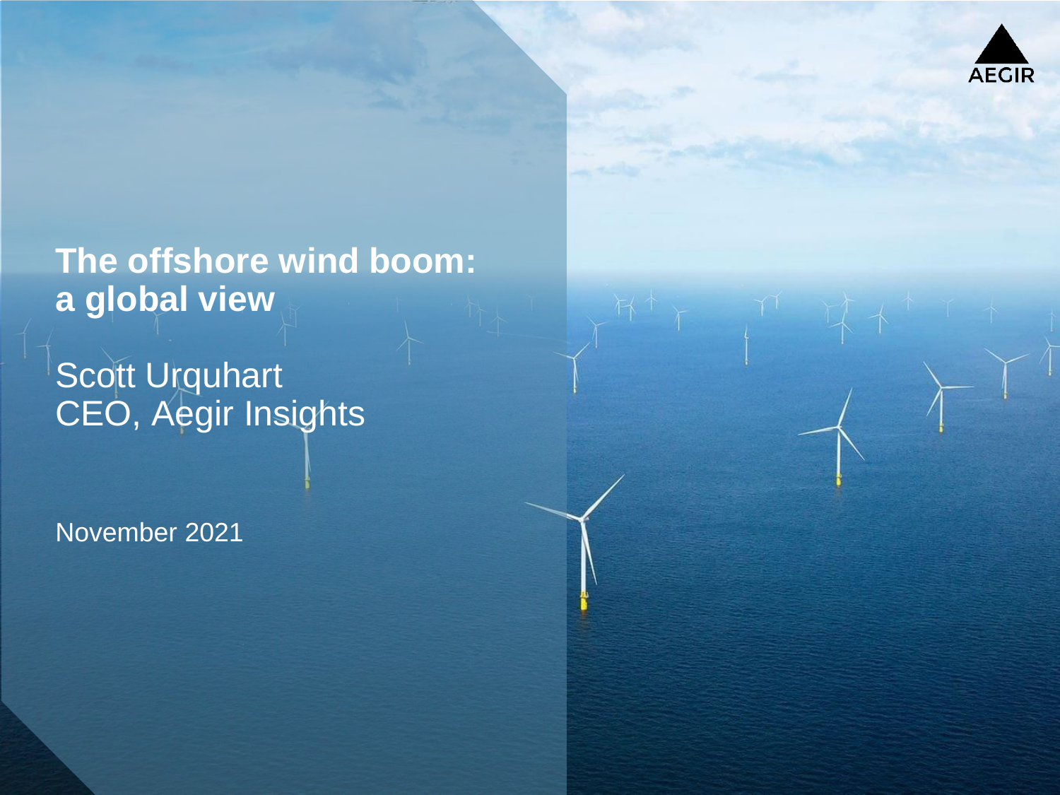AEGIR

# The offshore wind boom: a global view

Scott Urquhart
CEO, Aegir Insights

November 2021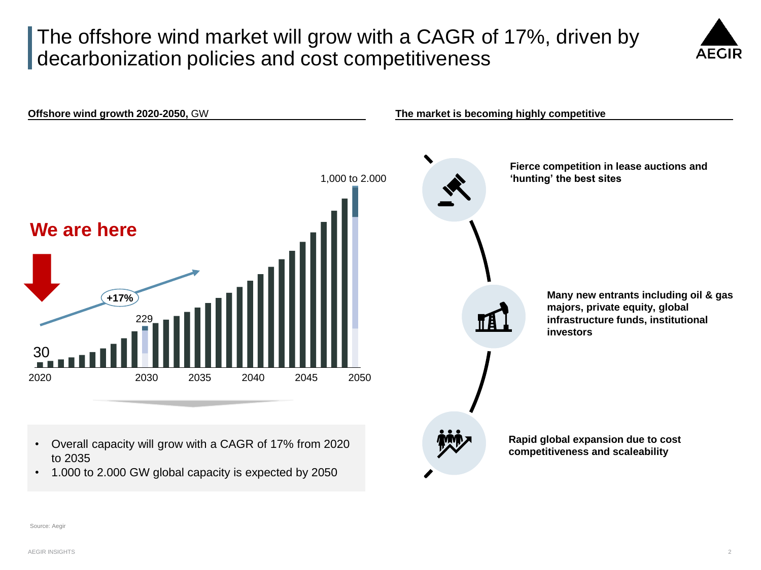# The offshore wind market will grow with a CAGR of 17%, driven by decarbonization policies and cost competitiveness

**Offshore wind growth 2020-2050,** GW

**We are here**

+17%

30

229

1,000 to 2.000

2020 2030 2035 2040 2045 2050

- Overall capacity will grow with a CAGR of 17% from 2020 to 2035
- 1.000 to 2.000 GW global capacity is expected by 2050

**The market is becoming highly competitive**

**Fierce competition in lease auctions and 'hunting' the best sites**

**Many new entrants including oil & gas majors, private equity, global infrastructure funds, institutional investors**

**Rapid global expansion due to cost competitiveness and scaleability**

Source: Aegir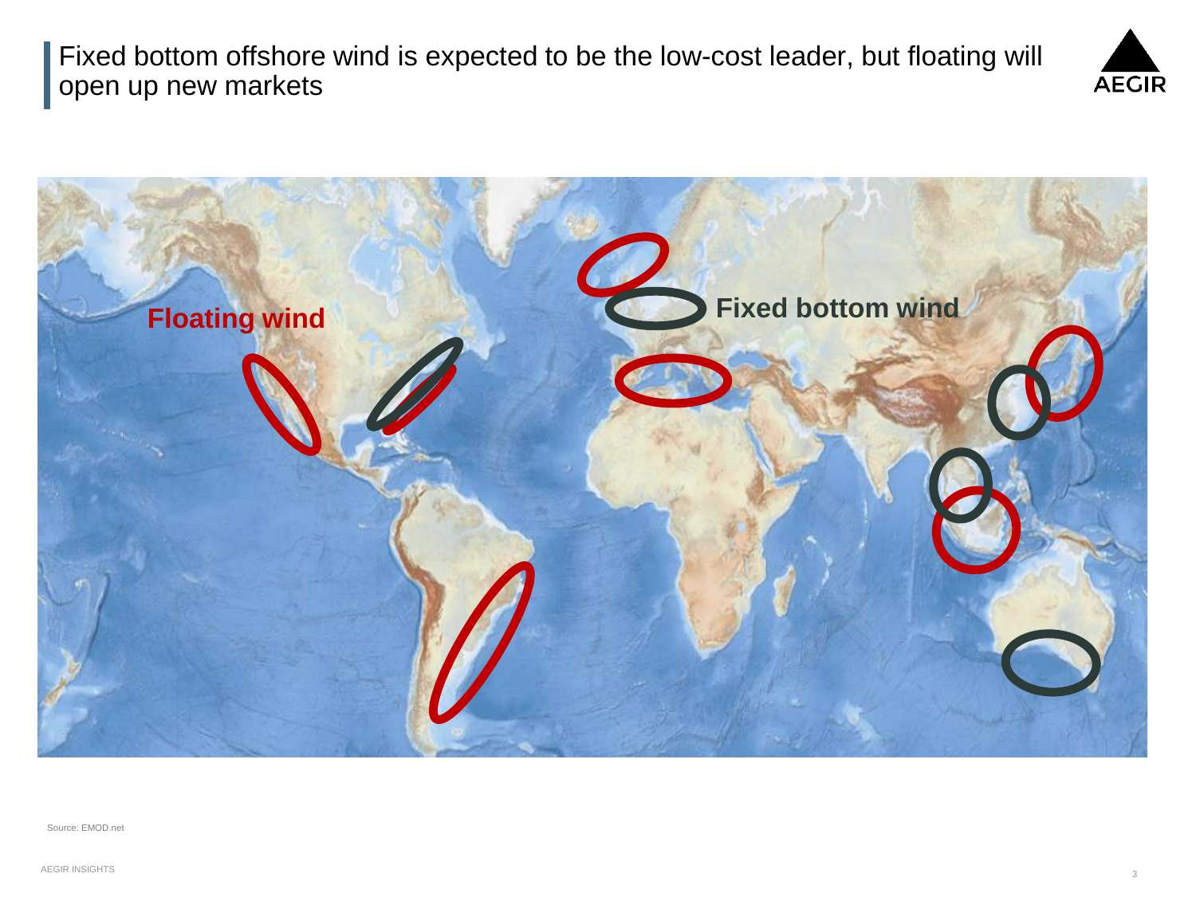# Fixed bottom offshore wind is expected to be the low-cost leader, but floating will open up new markets

**Floating wind**

**Fixed bottom wind**

Source: EMOD.net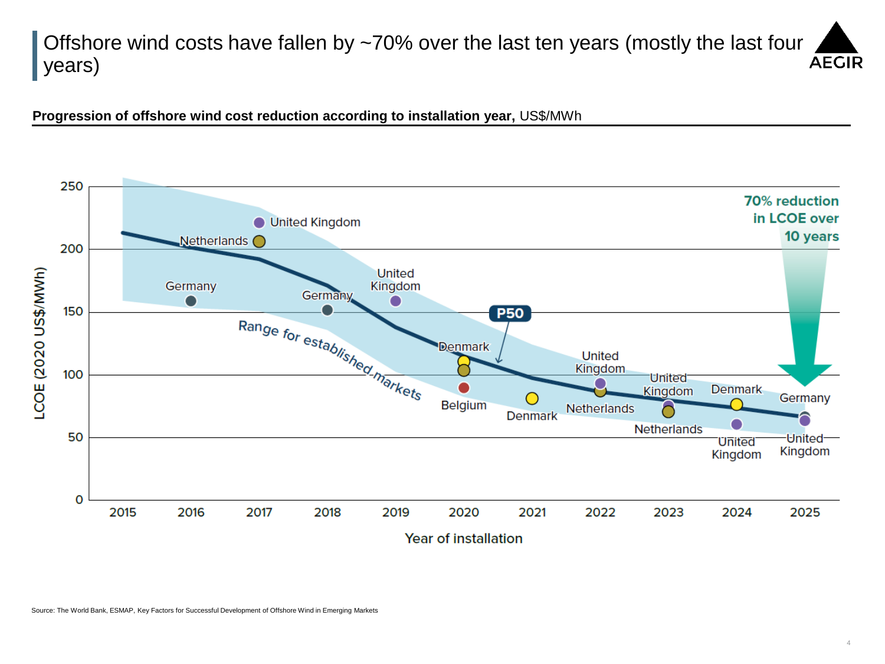# Offshore wind costs have fallen by ~70% over the last ten years (mostly the last four years)

**Progression of offshore wind cost reduction according to installation year,** US$/MWh

LCOE (2020 US$/MWh)

| Year of installation | Data points |
|---|---|
| 2015 | |
| 2016 | Germany, Netherlands |
| 2017 | United Kingdom, Netherlands |
| 2018 | Germany |
| 2019 | United Kingdom |
| 2020 | Denmark, Belgium |
| 2021 | Denmark |
| 2022 | United Kingdom, Netherlands |
| 2023 | United Kingdom, Netherlands |
| 2024 | Denmark, United Kingdom |
| 2025 | Germany, United Kingdom |

P50

Range for established markets

70% reduction in LCOE over 10 years

Source: The World Bank, ESMAP, Key Factors for Successful Development of Offshore Wind in Emerging Markets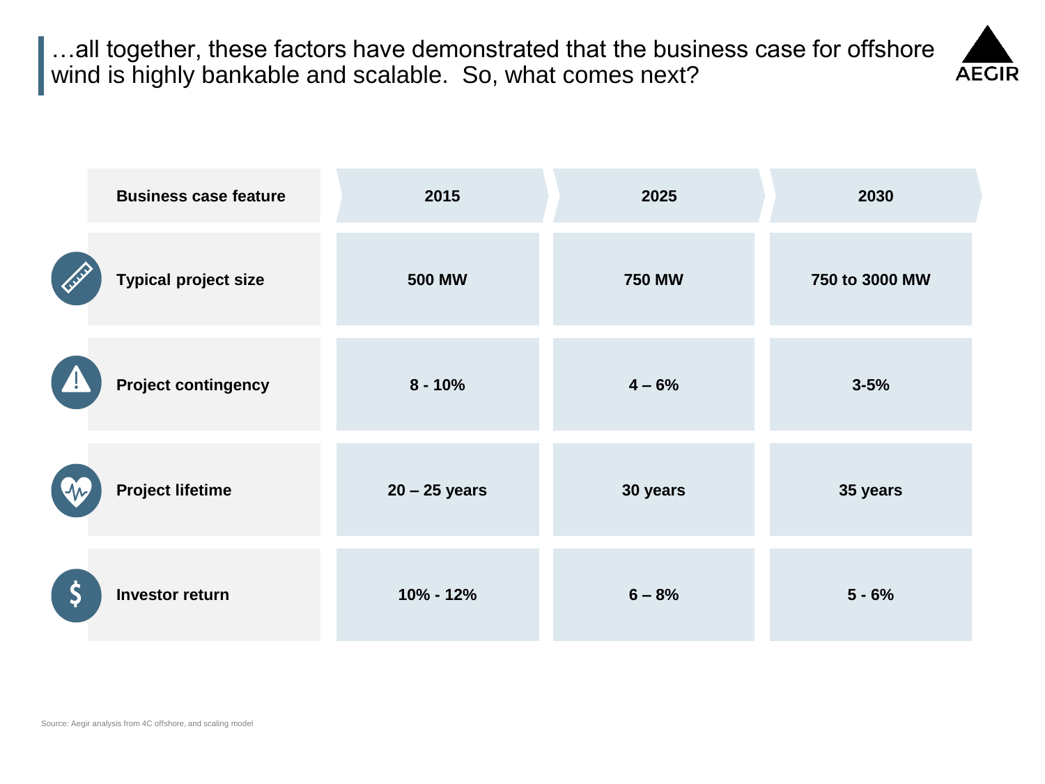# …all together, these factors have demonstrated that the business case for offshore wind is highly bankable and scalable. So, what comes next?

AEGIR

| Business case feature | 2015 | 2025 | 2030 |
|---|---|---|---|
| Typical project size | 500 MW | 750 MW | 750 to 3000 MW |
| Project contingency | 8 - 10% | 4 – 6% | 3-5% |
| Project lifetime | 20 – 25 years | 30 years | 35 years |
| Investor return | 10% - 12% | 6 – 8% | 5 - 6% |

Source: Aegir analysis from 4C offshore, and scaling model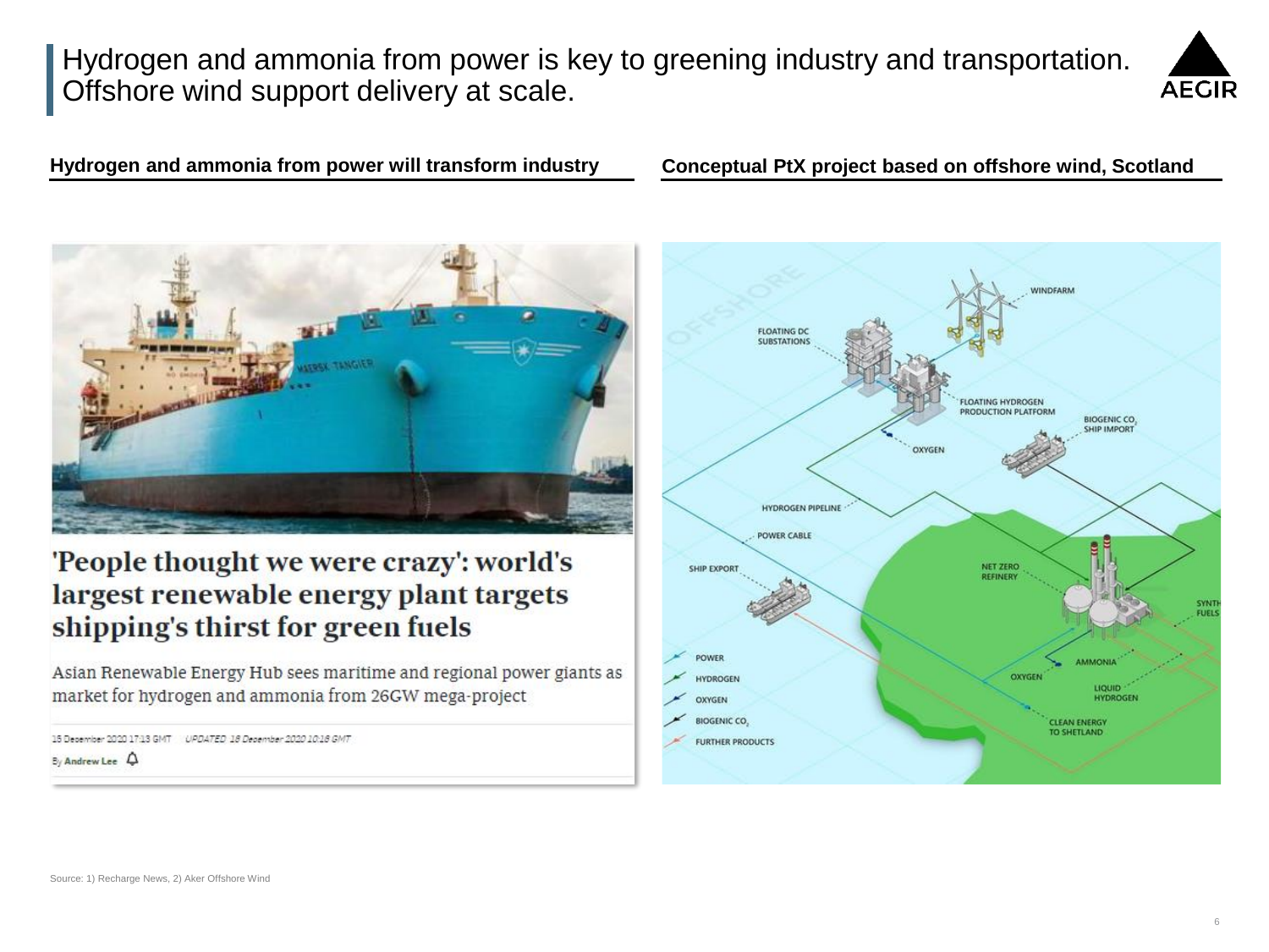# Hydrogen and ammonia from power is key to greening industry and transportation. Offshore wind support delivery at scale.

## Hydrogen and ammonia from power will transform industry

### 'People thought we were crazy': world's largest renewable energy plant targets shipping's thirst for green fuels

Asian Renewable Energy Hub sees maritime and regional power giants as market for hydrogen and ammonia from 26GW mega-project

15 December 2020 17:13 GMT UPDATED 18 December 2020 10:18 GMT

By Andrew Lee

## Conceptual PtX project based on offshore wind, Scotland

OFFSHORE

- WINDFARM
- FLOATING DC SUBSTATIONS
- FLOATING HYDROGEN PRODUCTION PLATFORM
- BIOGENIC $CO_2$ SHIP IMPORT
- OXYGEN
- HYDROGEN PIPELINE
- POWER CABLE
- SHIP EXPORT
- NET ZERO REFINERY
- SYNTH FUELS
- AMMONIA
- OXYGEN
- LIQUID HYDROGEN
- CLEAN ENERGY TO SHETLAND

Legend:
- POWER
- HYDROGEN
- OXYGEN
- BIOGENIC $CO_2$
- FURTHER PRODUCTS

Source: 1) Recharge News, 2) Aker Offshore Wind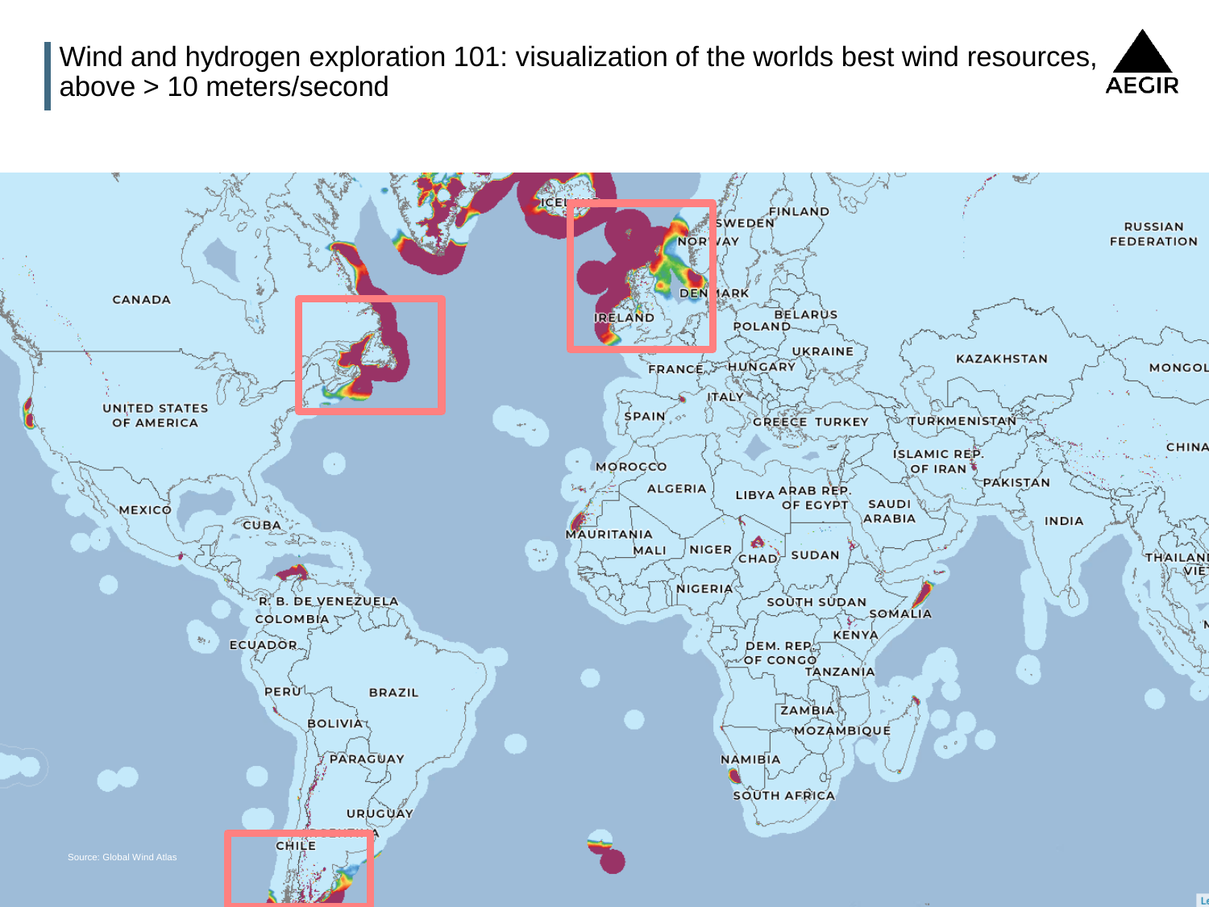# Wind and hydrogen exploration 101: visualization of the worlds best wind resources, above > 10 meters/second

AEGIR

Source: Global Wind Atlas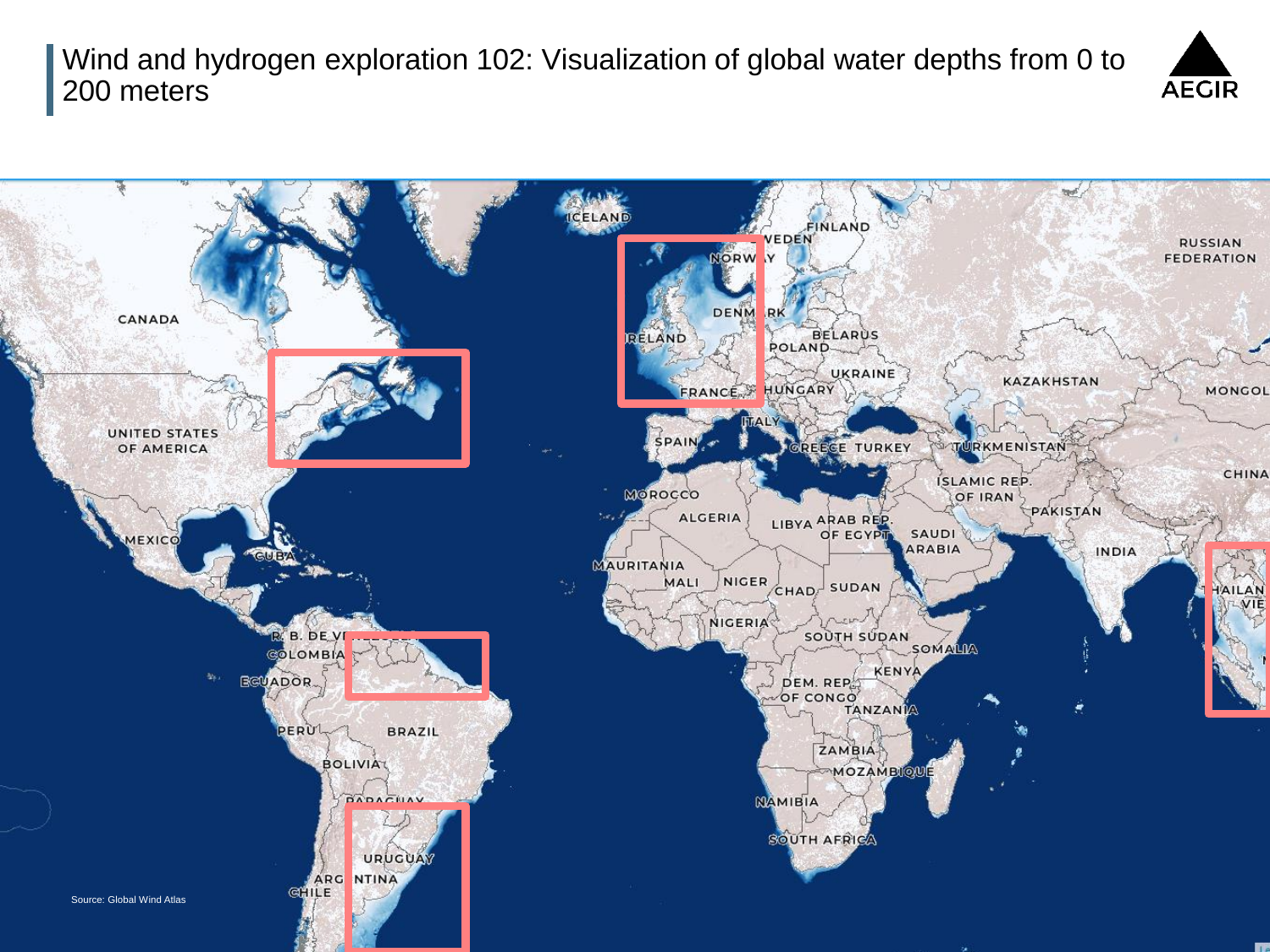# Wind and hydrogen exploration 102: Visualization of global water depths from 0 to 200 meters

Source: Global Wind Atlas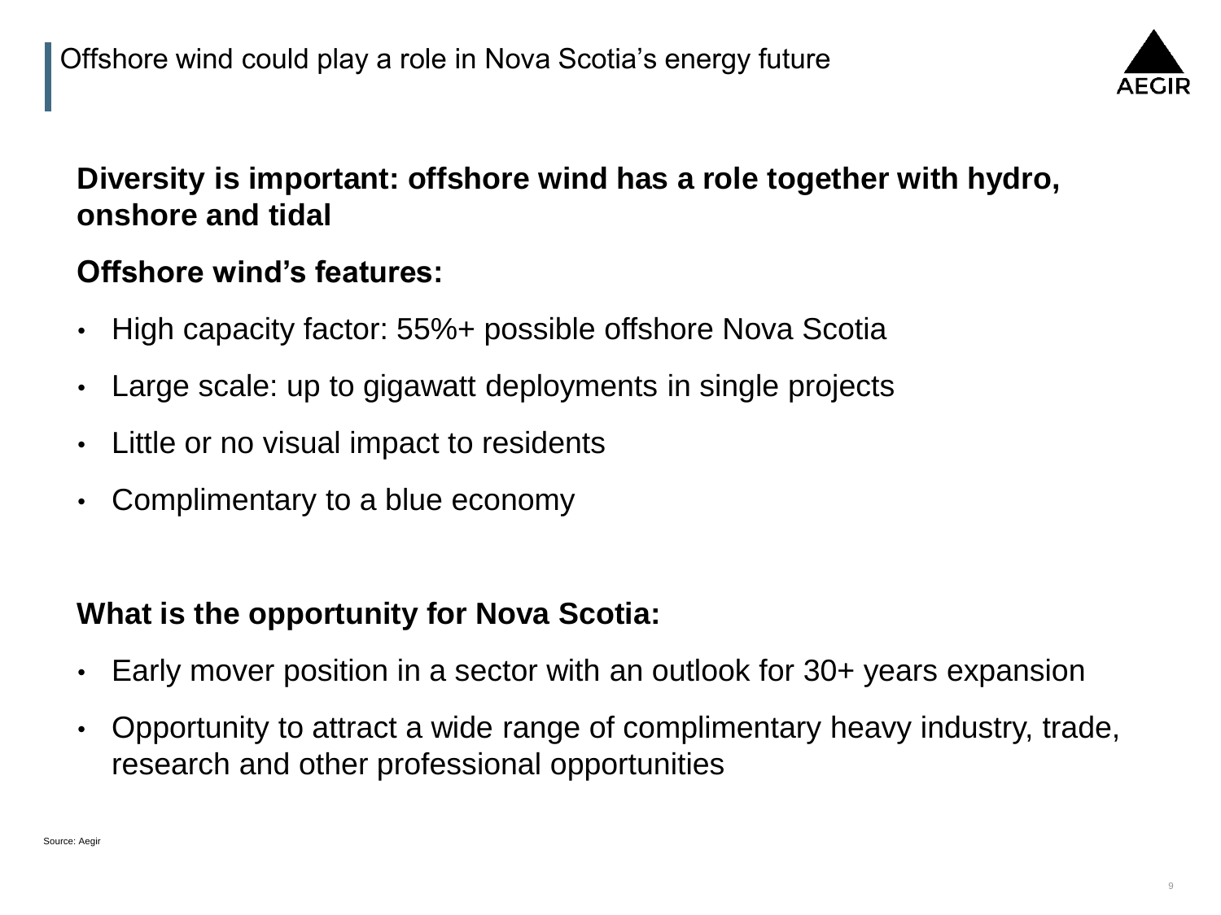# Offshore wind could play a role in Nova Scotia's energy future

**Diversity is important: offshore wind has a role together with hydro, onshore and tidal**

**Offshore wind's features:**

- High capacity factor: 55%+ possible offshore Nova Scotia
- Large scale: up to gigawatt deployments in single projects
- Little or no visual impact to residents
- Complimentary to a blue economy

**What is the opportunity for Nova Scotia:**

- Early mover position in a sector with an outlook for 30+ years expansion
- Opportunity to attract a wide range of complimentary heavy industry, trade, research and other professional opportunities

Source: Aegir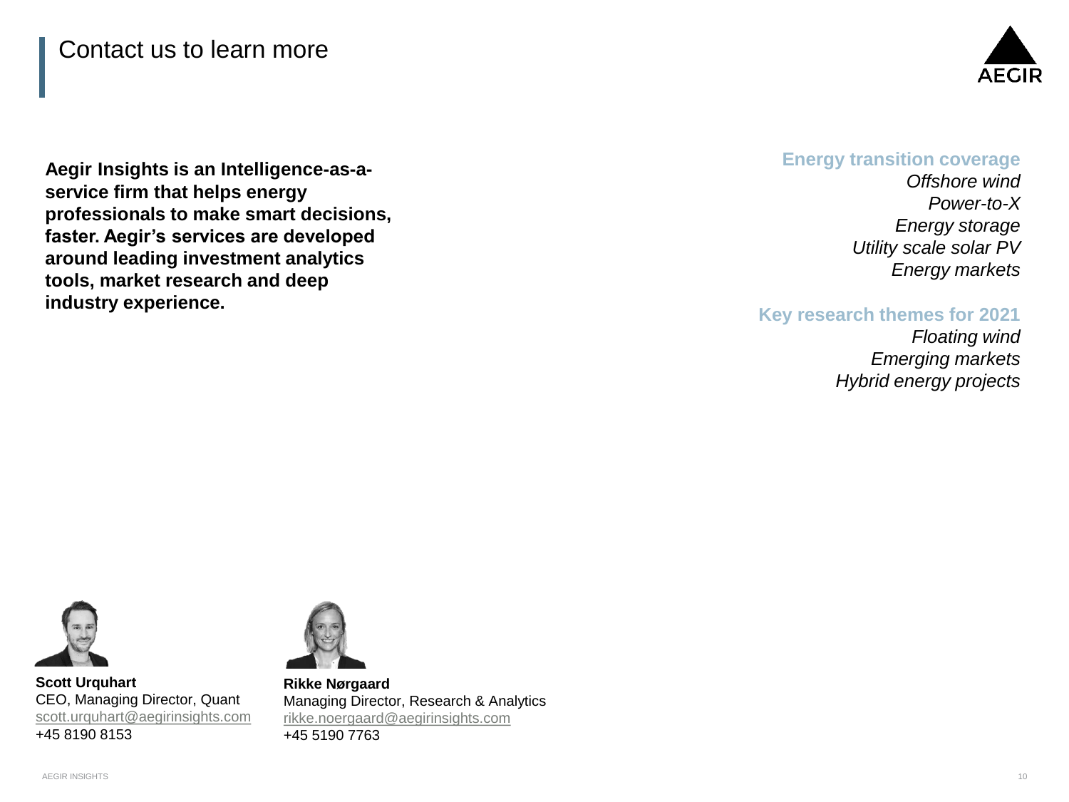# Contact us to learn more

**Aegir Insights is an Intelligence-as-a-service firm that helps energy professionals to make smart decisions, faster. Aegir's services are developed around leading investment analytics tools, market research and deep industry experience.**

**Energy transition coverage**

*Offshore wind*
*Power-to-X*
*Energy storage*
*Utility scale solar PV*
*Energy markets*

**Key research themes for 2021**

*Floating wind*
*Emerging markets*
*Hybrid energy projects*

**Scott Urquhart**
CEO, Managing Director, Quant
scott.urquhart@aegirinsights.com
+45 8190 8153

**Rikke Nørgaard**
Managing Director, Research & Analytics
rikke.noergaard@aegirinsights.com
+45 5190 7763